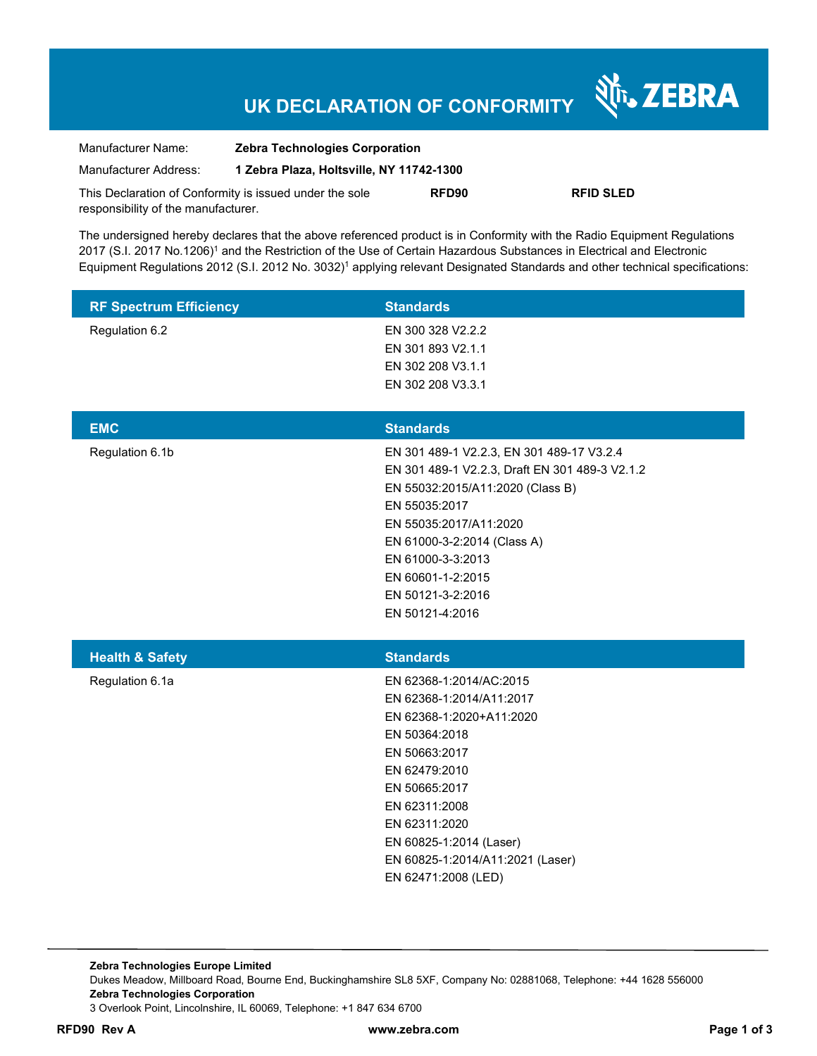# UK DECLARATION OF CONFORMITY

ZEBRA

| | |
|---|---|
| Manufacturer Name: | **Zebra Technologies Corporation** |
| Manufacturer Address: | **1 Zebra Plaza, Holtsville, NY 11742-1300** |

This Declaration of Conformity is issued under the sole responsibility of the manufacturer. **RFD90** **RFID SLED**

The undersigned hereby declares that the above referenced product is in Conformity with the Radio Equipment Regulations 2017 (S.I. 2017 No.1206)[1] and the Restriction of the Use of Certain Hazardous Substances in Electrical and Electronic Equipment Regulations 2012 (S.I. 2012 No. 3032)[1] applying relevant Designated Standards and other technical specifications:

| RF Spectrum Efficiency | Standards |
|---|---|
| Regulation 6.2 | EN 300 328 V2.2.2 |
| | EN 301 893 V2.1.1 |
| | EN 302 208 V3.1.1 |
| | EN 302 208 V3.3.1 |

| EMC | Standards |
|---|---|
| Regulation 6.1b | EN 301 489-1 V2.2.3, EN 301 489-17 V3.2.4 |
| | EN 301 489-1 V2.2.3, Draft EN 301 489-3 V2.1.2 |
| | EN 55032:2015/A11:2020 (Class B) |
| | EN 55035:2017 |
| | EN 55035:2017/A11:2020 |
| | EN 61000-3-2:2014 (Class A) |
| | EN 61000-3-3:2013 |
| | EN 60601-1-2:2015 |
| | EN 50121-3-2:2016 |
| | EN 50121-4:2016 |

| Health & Safety | Standards |
|---|---|
| Regulation 6.1a | EN 62368-1:2014/AC:2015 |
| | EN 62368-1:2014/A11:2017 |
| | EN 62368-1:2020+A11:2020 |
| | EN 50364:2018 |
| | EN 50663:2017 |
| | EN 62479:2010 |
| | EN 50665:2017 |
| | EN 62311:2008 |
| | EN 62311:2020 |
| | EN 60825-1:2014 (Laser) |
| | EN 60825-1:2014/A11:2021 (Laser) |
| | EN 62471:2008 (LED) |

**Zebra Technologies Europe Limited**
Dukes Meadow, Millboard Road, Bourne End, Buckinghamshire SL8 5XF, Company No: 02881068, Telephone: +44 1628 556000
**Zebra Technologies Corporation**
3 Overlook Point, Lincolnshire, IL 60069, Telephone: +1 847 634 6700

**RFD90 Rev A** **www.zebra.com**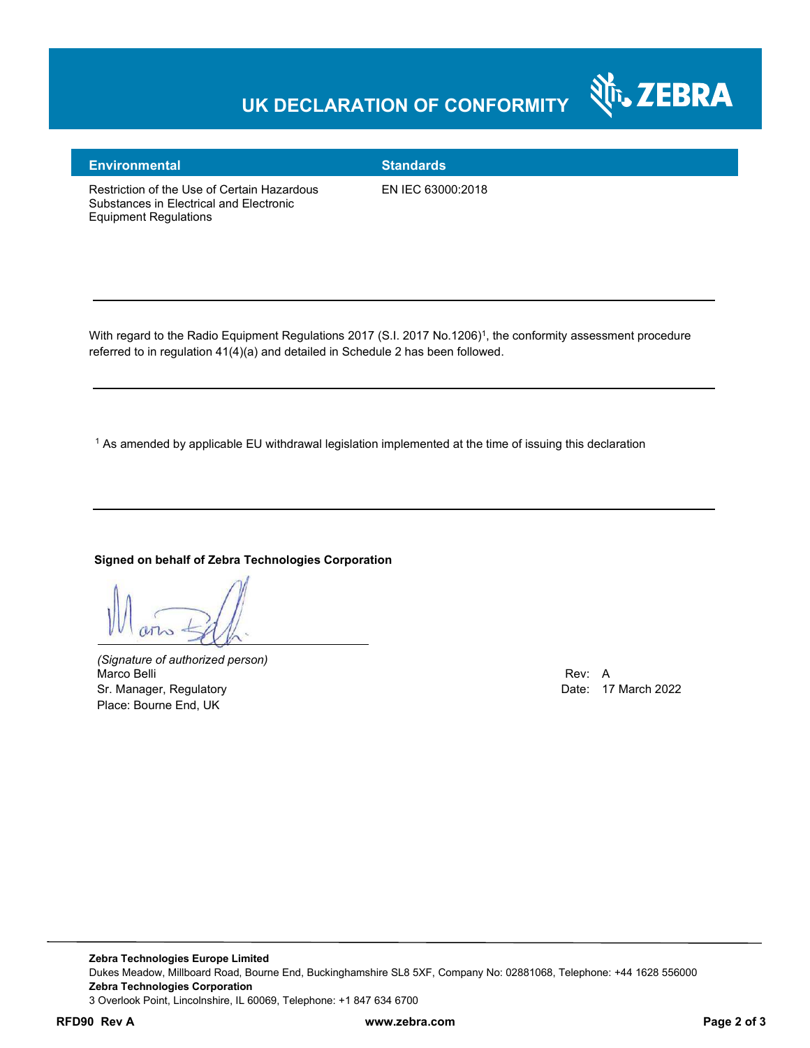# UK DECLARATION OF CONFORMITY

| Environmental | Standards |
| --- | --- |
| Restriction of the Use of Certain Hazardous Substances in Electrical and Electronic Equipment Regulations | EN IEC 63000:2018 |

---

With regard to the Radio Equipment Regulations 2017 (S.I. 2017 No.1206)[1], the conformity assessment procedure referred to in regulation 41(4)(a) and detailed in Schedule 2 has been followed.

---

[1] As amended by applicable EU withdrawal legislation implemented at the time of issuing this declaration

---

**Signed on behalf of Zebra Technologies Corporation**

*(Signature of authorized person)*
Marco Belli
Sr. Manager, Regulatory
Place: Bourne End, UK

Rev: A
Date: 17 March 2022

**Zebra Technologies Europe Limited**
Dukes Meadow, Millboard Road, Bourne End, Buckinghamshire SL8 5XF, Company No: 02881068, Telephone: +44 1628 556000
**Zebra Technologies Corporation**
3 Overlook Point, Lincolnshire, IL 60069, Telephone: +1 847 634 6700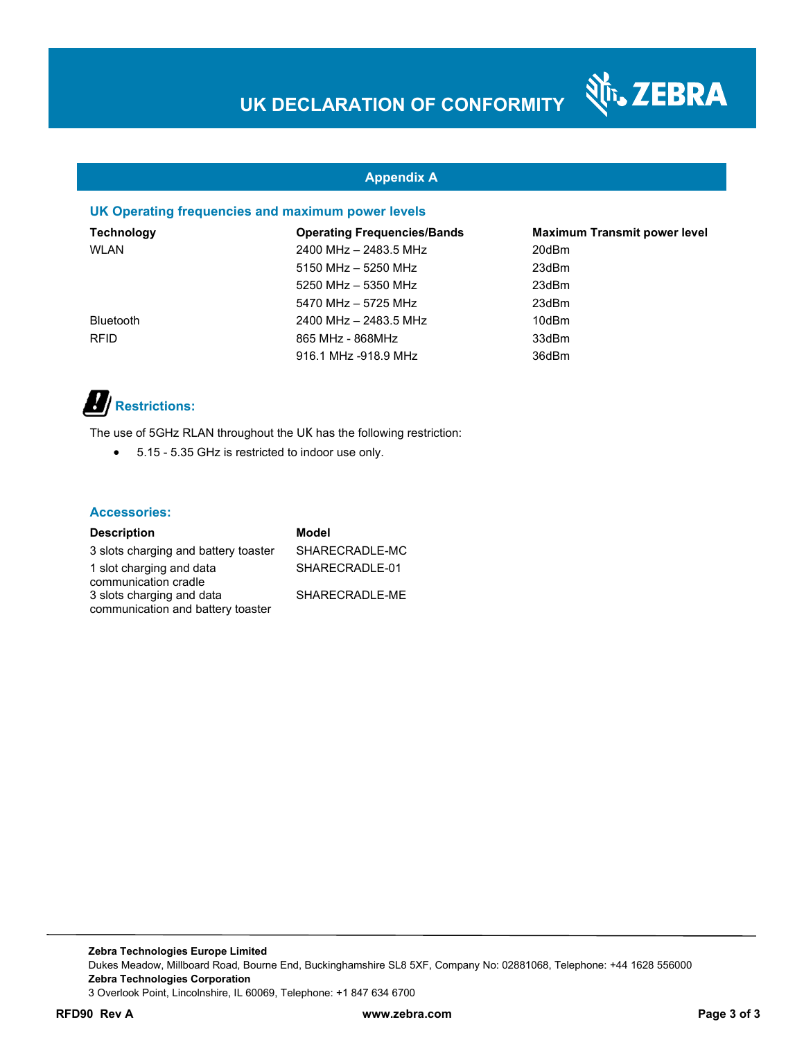# UK DECLARATION OF CONFORMITY

## Appendix A

### UK Operating frequencies and maximum power levels

| Technology | Operating Frequencies/Bands | Maximum Transmit power level |
|---|---|---|
| WLAN | 2400 MHz – 2483.5 MHz | 20dBm |
| | 5150 MHz – 5250 MHz | 23dBm |
| | 5250 MHz – 5350 MHz | 23dBm |
| | 5470 MHz – 5725 MHz | 23dBm |
| Bluetooth | 2400 MHz – 2483.5 MHz | 10dBm |
| RFID | 865 MHz - 868MHz | 33dBm |
| | 916.1 MHz -918.9 MHz | 36dBm |

### Restrictions:

The use of 5GHz RLAN throughout the UK has the following restriction:

- 5.15 - 5.35 GHz is restricted to indoor use only.

### Accessories:

| Description | Model |
|---|---|
| 3 slots charging and battery toaster | SHARECRADLE-MC |
| 1 slot charging and data communication cradle | SHARECRADLE-01 |
| 3 slots charging and data communication and battery toaster | SHARECRADLE-ME |

**Zebra Technologies Europe Limited**
Dukes Meadow, Millboard Road, Bourne End, Buckinghamshire SL8 5XF, Company No: 02881068, Telephone: +44 1628 556000
**Zebra Technologies Corporation**
3 Overlook Point, Lincolnshire, IL 60069, Telephone: +1 847 634 6700

**RFD90 Rev A** **www.zebra.com**